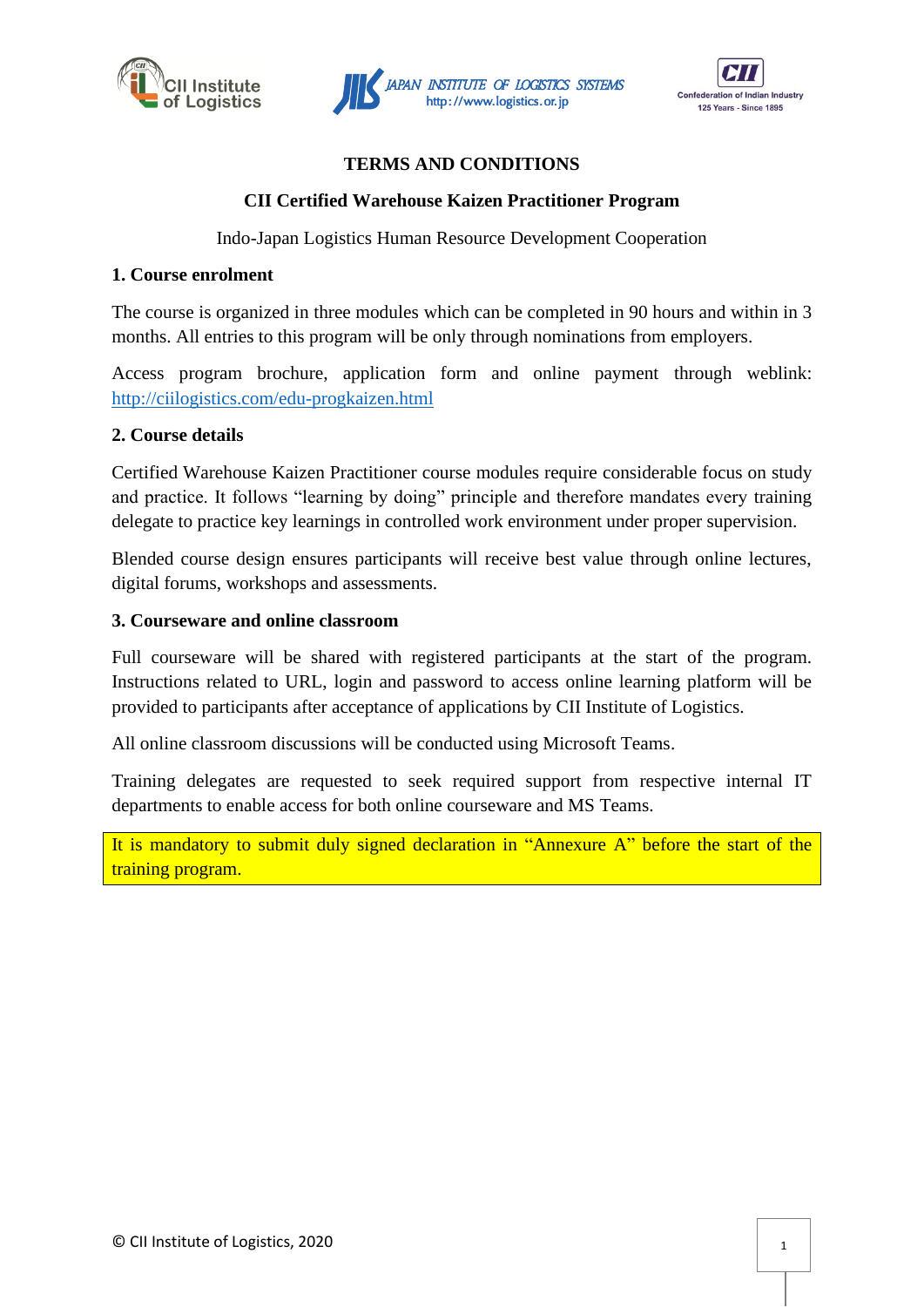# TERMS AND CONDITIONS

## CII Certified Warehouse Kaizen Practitioner Program

Indo-Japan Logistics Human Resource Development Cooperation

### 1. Course enrolment

The course is organized in three modules which can be completed in 90 hours and within in 3 months. All entries to this program will be only through nominations from employers.

Access program brochure, application form and online payment through weblink: http://ciilogistics.com/edu-progkaizen.html

### 2. Course details

Certified Warehouse Kaizen Practitioner course modules require considerable focus on study and practice. It follows "learning by doing" principle and therefore mandates every training delegate to practice key learnings in controlled work environment under proper supervision.

Blended course design ensures participants will receive best value through online lectures, digital forums, workshops and assessments.

### 3. Courseware and online classroom

Full courseware will be shared with registered participants at the start of the program. Instructions related to URL, login and password to access online learning platform will be provided to participants after acceptance of applications by CII Institute of Logistics.

All online classroom discussions will be conducted using Microsoft Teams.

Training delegates are requested to seek required support from respective internal IT departments to enable access for both online courseware and MS Teams.

It is mandatory to submit duly signed declaration in "Annexure A" before the start of the training program.

© CII Institute of Logistics, 2020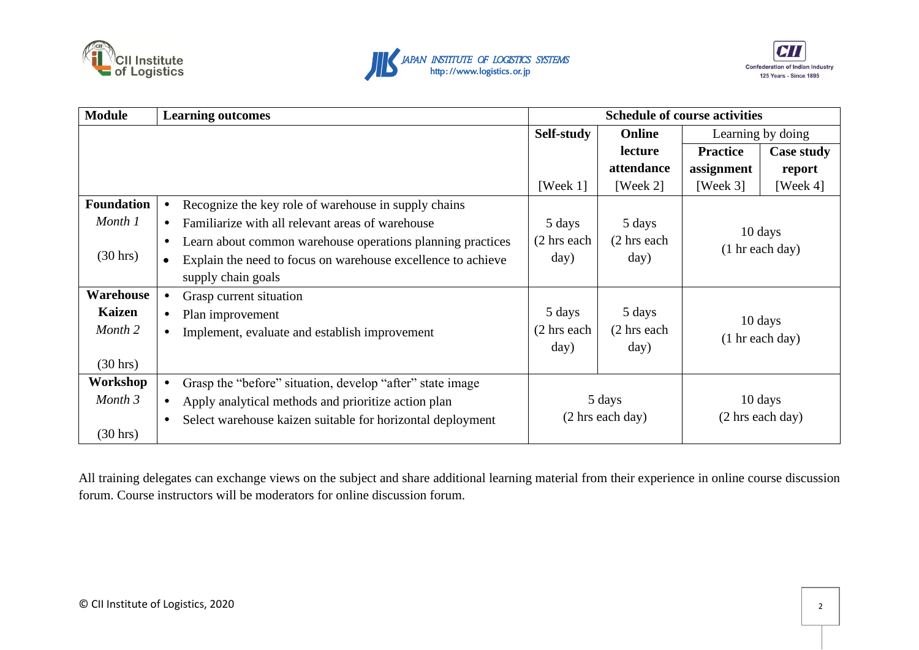| Module | Learning outcomes | Schedule of course activities | | | |
|---|---|---|---|---|---|
| | | Self-study | Online lecture attendance | Learning by doing | |
| | | | | Practice assignment | Case study report |
| | | [Week 1] | [Week 2] | [Week 3] | [Week 4] |
| **Foundation** *Month 1* (30 hrs) | • Recognize the key role of warehouse in supply chains<br>• Familiarize with all relevant areas of warehouse<br>• Learn about common warehouse operations planning practices<br>• Explain the need to focus on warehouse excellence to achieve supply chain goals | 5 days (2 hrs each day) | 5 days (2 hrs each day) | 10 days (1 hr each day) | |
| **Warehouse Kaizen** *Month 2* (30 hrs) | • Grasp current situation<br>• Plan improvement<br>• Implement, evaluate and establish improvement | 5 days (2 hrs each day) | 5 days (2 hrs each day) | 10 days (1 hr each day) | |
| **Workshop** *Month 3* (30 hrs) | • Grasp the "before" situation, develop "after" state image<br>• Apply analytical methods and prioritize action plan<br>• Select warehouse kaizen suitable for horizontal deployment | 5 days (2 hrs each day) | | 10 days (2 hrs each day) | |

All training delegates can exchange views on the subject and share additional learning material from their experience in online course discussion forum. Course instructors will be moderators for online discussion forum.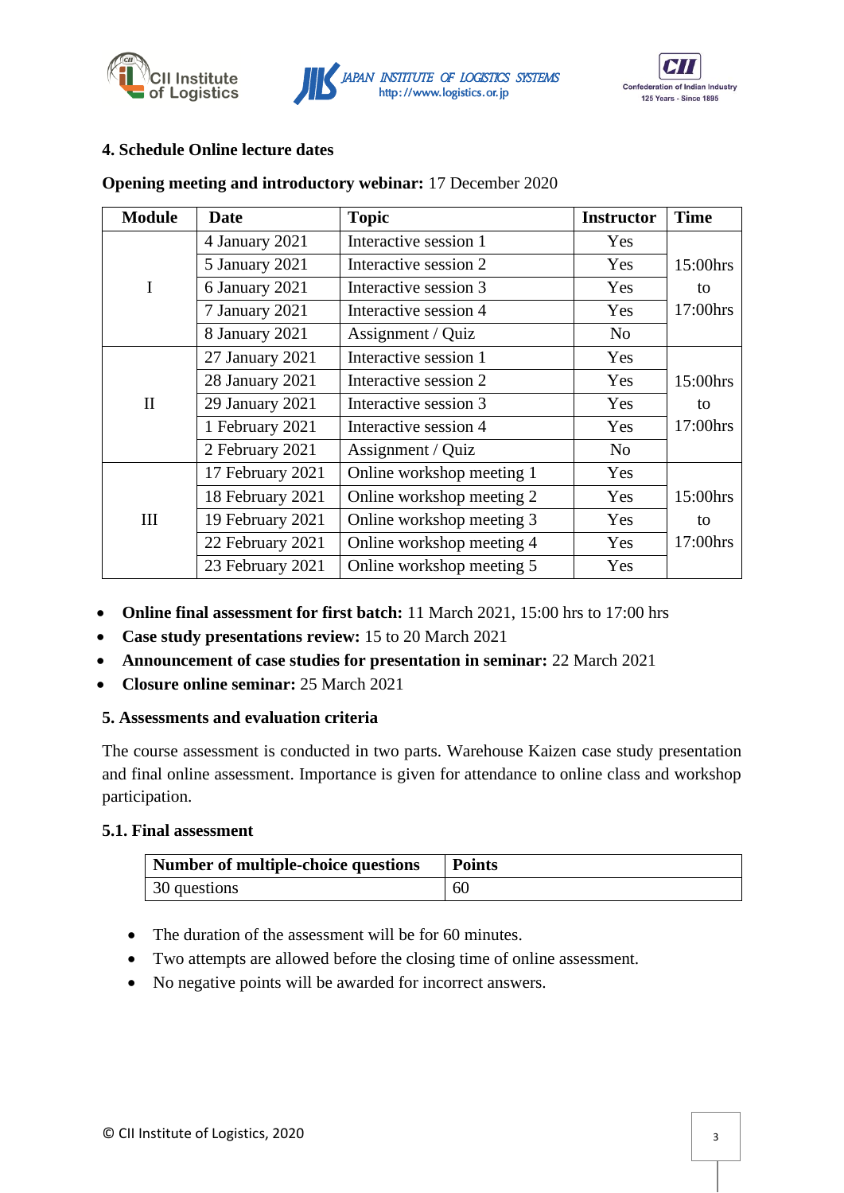### 4. Schedule Online lecture dates

**Opening meeting and introductory webinar:** 17 December 2020

| Module | Date | Topic | Instructor | Time |
|---|---|---|---|---|
| I | 4 January 2021 | Interactive session 1 | Yes | 15:00hrs to 17:00hrs |
| | 5 January 2021 | Interactive session 2 | Yes | |
| | 6 January 2021 | Interactive session 3 | Yes | |
| | 7 January 2021 | Interactive session 4 | Yes | |
| | 8 January 2021 | Assignment / Quiz | No | |
| II | 27 January 2021 | Interactive session 1 | Yes | 15:00hrs to 17:00hrs |
| | 28 January 2021 | Interactive session 2 | Yes | |
| | 29 January 2021 | Interactive session 3 | Yes | |
| | 1 February 2021 | Interactive session 4 | Yes | |
| | 2 February 2021 | Assignment / Quiz | No | |
| III | 17 February 2021 | Online workshop meeting 1 | Yes | 15:00hrs to 17:00hrs |
| | 18 February 2021 | Online workshop meeting 2 | Yes | |
| | 19 February 2021 | Online workshop meeting 3 | Yes | |
| | 22 February 2021 | Online workshop meeting 4 | Yes | |
| | 23 February 2021 | Online workshop meeting 5 | Yes | |

- **Online final assessment for first batch:** 11 March 2021, 15:00 hrs to 17:00 hrs
- **Case study presentations review:** 15 to 20 March 2021
- **Announcement of case studies for presentation in seminar:** 22 March 2021
- **Closure online seminar:** 25 March 2021

### 5. Assessments and evaluation criteria

The course assessment is conducted in two parts. Warehouse Kaizen case study presentation and final online assessment. Importance is given for attendance to online class and workshop participation.

#### 5.1. Final assessment

| Number of multiple-choice questions | Points |
|---|---|
| 30 questions | 60 |

- The duration of the assessment will be for 60 minutes.
- Two attempts are allowed before the closing time of online assessment.
- No negative points will be awarded for incorrect answers.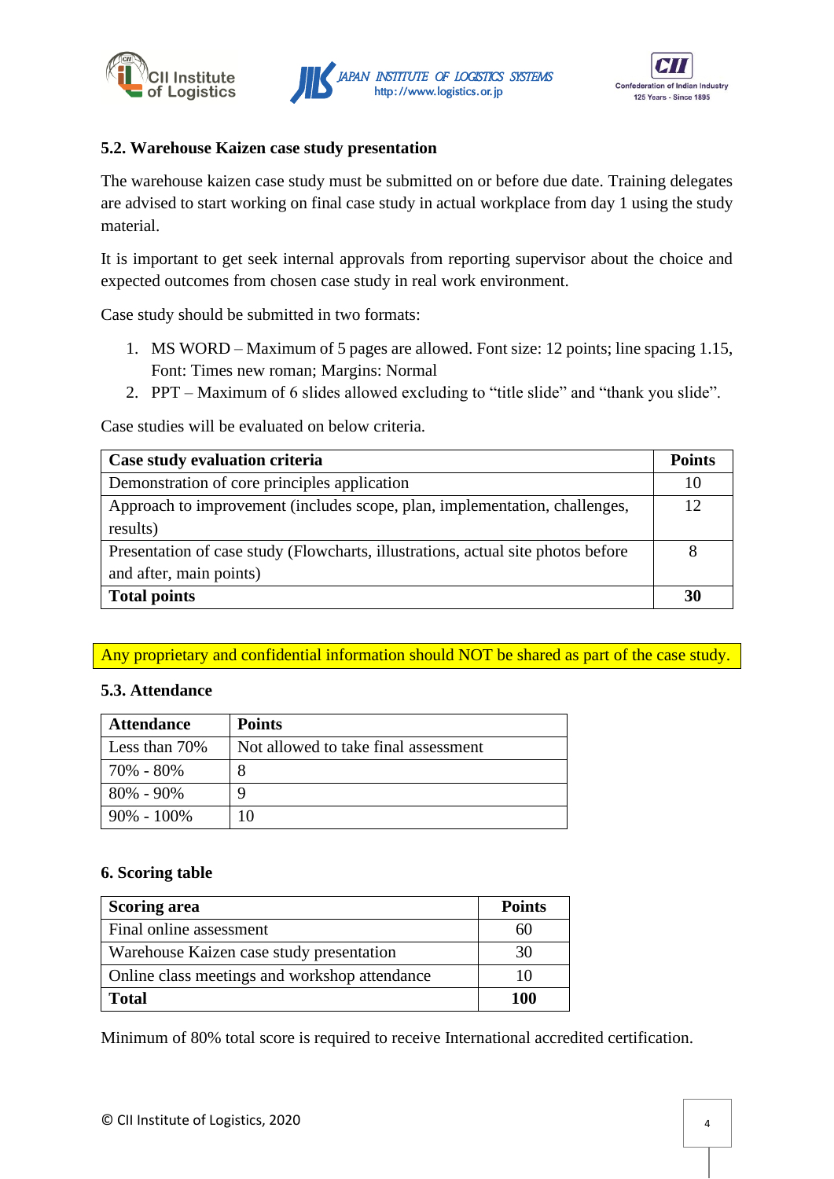### 5.2. Warehouse Kaizen case study presentation

The warehouse kaizen case study must be submitted on or before due date. Training delegates are advised to start working on final case study in actual workplace from day 1 using the study material.

It is important to get seek internal approvals from reporting supervisor about the choice and expected outcomes from chosen case study in real work environment.

Case study should be submitted in two formats:

1. MS WORD – Maximum of 5 pages are allowed. Font size: 12 points; line spacing 1.15, Font: Times new roman; Margins: Normal
2. PPT – Maximum of 6 slides allowed excluding to "title slide" and "thank you slide".

Case studies will be evaluated on below criteria.

| **Case study evaluation criteria** | **Points** |
|---|---|
| Demonstration of core principles application | 10 |
| Approach to improvement (includes scope, plan, implementation, challenges, results) | 12 |
| Presentation of case study (Flowcharts, illustrations, actual site photos before and after, main points) | 8 |
| **Total points** | **30** |

Any proprietary and confidential information should NOT be shared as part of the case study.

### 5.3. Attendance

| **Attendance** | **Points** |
|---|---|
| Less than 70% | Not allowed to take final assessment |
| 70% - 80% | 8 |
| 80% - 90% | 9 |
| 90% - 100% | 10 |

## 6. Scoring table

| **Scoring area** | **Points** |
|---|---|
| Final online assessment | 60 |
| Warehouse Kaizen case study presentation | 30 |
| Online class meetings and workshop attendance | 10 |
| **Total** | **100** |

Minimum of 80% total score is required to receive International accredited certification.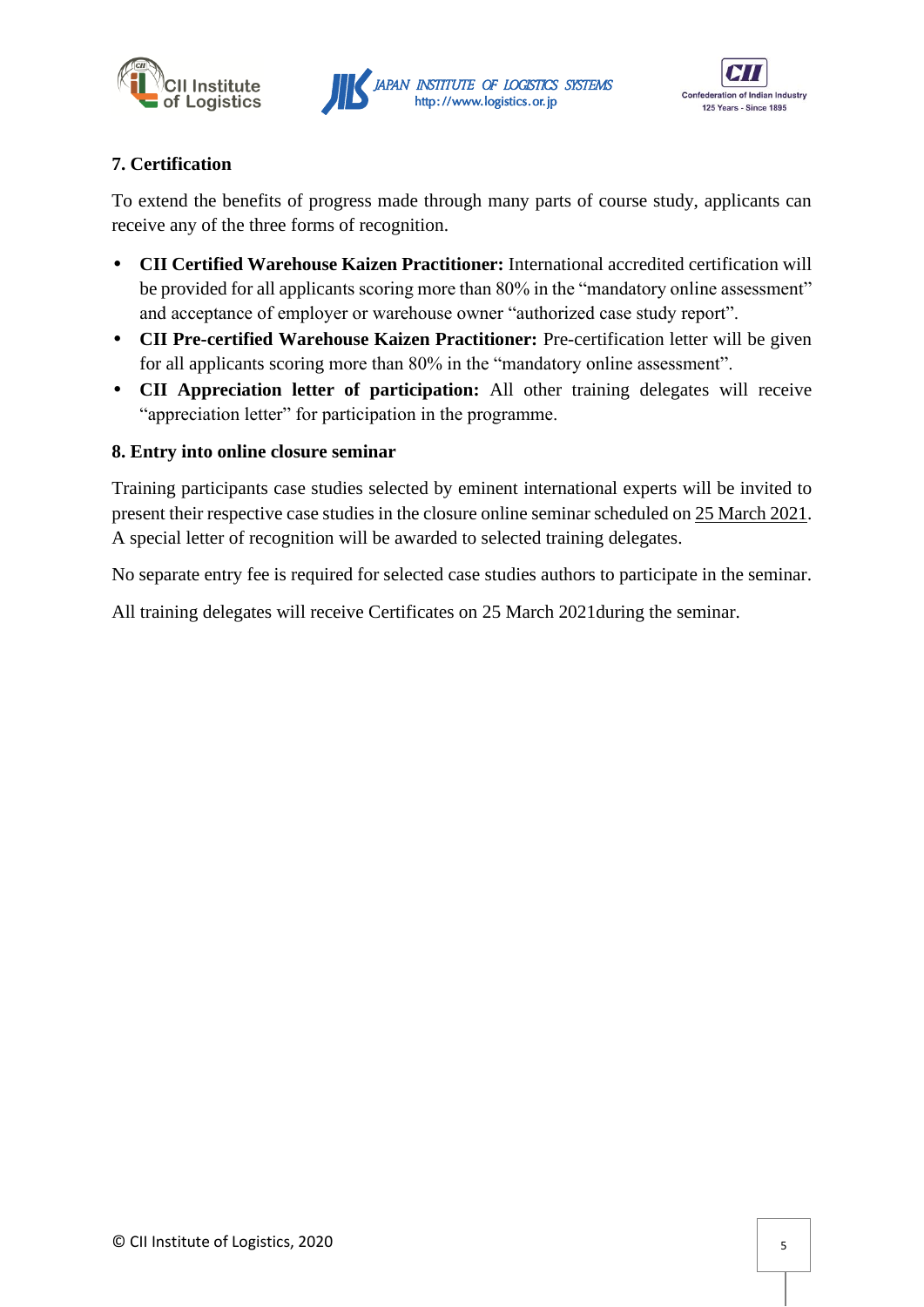## 7. Certification

To extend the benefits of progress made through many parts of course study, applicants can receive any of the three forms of recognition.

- **CII Certified Warehouse Kaizen Practitioner:** International accredited certification will be provided for all applicants scoring more than 80% in the "mandatory online assessment" and acceptance of employer or warehouse owner "authorized case study report".
- **CII Pre-certified Warehouse Kaizen Practitioner:** Pre-certification letter will be given for all applicants scoring more than 80% in the "mandatory online assessment".
- **CII Appreciation letter of participation:** All other training delegates will receive "appreciation letter" for participation in the programme.

## 8. Entry into online closure seminar

Training participants case studies selected by eminent international experts will be invited to present their respective case studies in the closure online seminar scheduled on 25 March 2021. A special letter of recognition will be awarded to selected training delegates.

No separate entry fee is required for selected case studies authors to participate in the seminar.

All training delegates will receive Certificates on 25 March 2021during the seminar.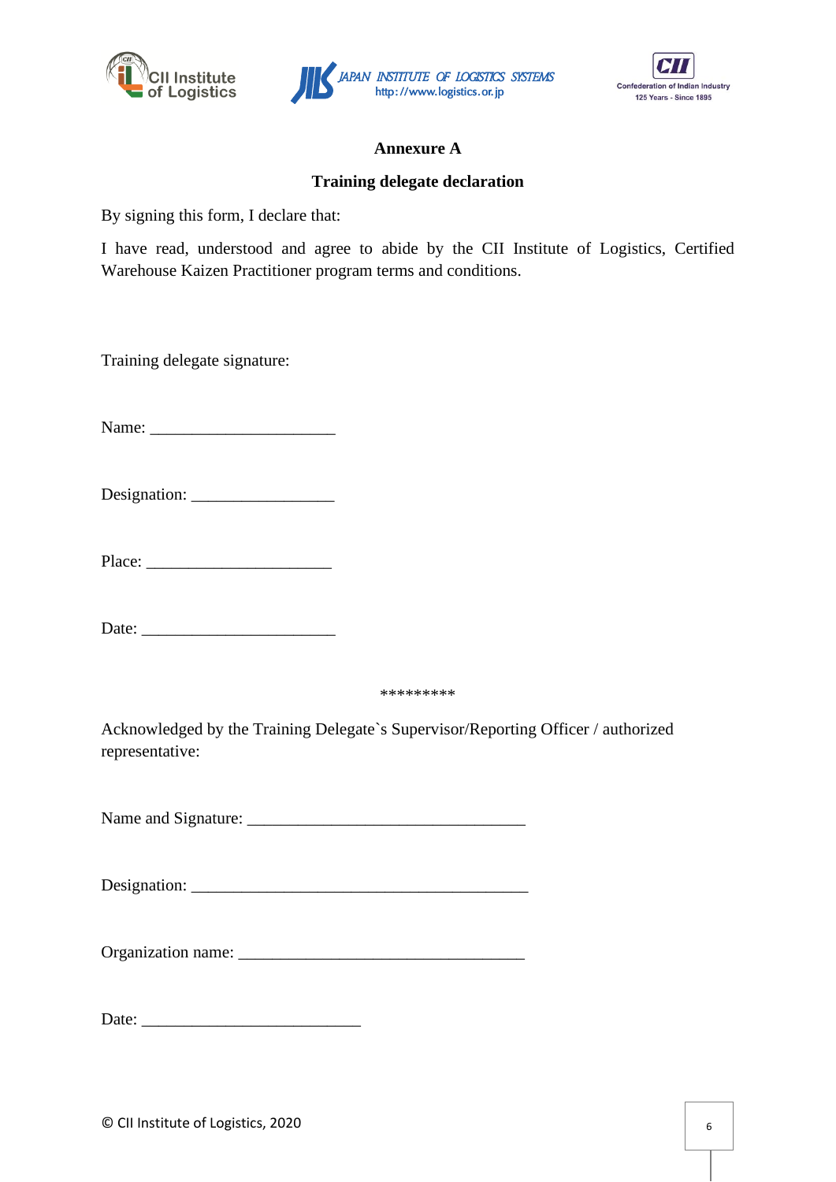**Annexure A**

**Training delegate declaration**

By signing this form, I declare that:

I have read, understood and agree to abide by the CII Institute of Logistics, Certified Warehouse Kaizen Practitioner program terms and conditions.

Training delegate signature:

Name: ______________________

Designation: _________________

Place: ______________________

Date: _______________________

\*\*\*\*\*\*\*\*\*

Acknowledged by the Training Delegate`s Supervisor/Reporting Officer / authorized representative:

Name and Signature: _________________________________

Designation: ________________________________________

Organization name: __________________________________

Date: __________________________

© CII Institute of Logistics, 2020